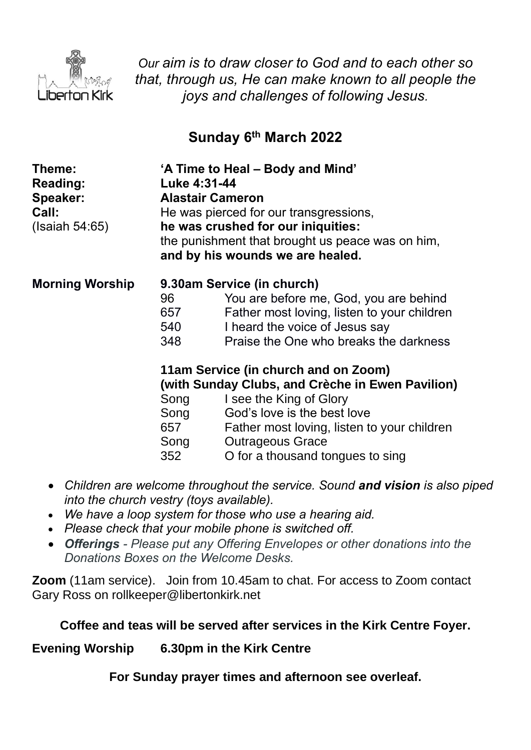Liberton Kirk

*Our aim is to draw closer to God and to each other so that, through us, He can make known to all people the joys and challenges of following Jesus.*

## Sunday 6th March 2022

**Theme:** **'A Time to Heal – Body and Mind'**

**Reading:** **Luke 4:31-44**

**Speaker:** **Alastair Cameron**

**Call:** (Isaiah 54:65)

He was pierced for our transgressions,
**he was crushed for our iniquities:**
the punishment that brought us peace was on him,
**and by his wounds we are healed.**

**Morning Worship**

**9.30am Service (in church)**

| | |
|---|---|
| 96 | You are before me, God, you are behind |
| 657 | Father most loving, listen to your children |
| 540 | I heard the voice of Jesus say |
| 348 | Praise the One who breaks the darkness |

**11am Service (in church and on Zoom)**
**(with Sunday Clubs, and Crèche in Ewen Pavilion)**

| | |
|---|---|
| Song | I see the King of Glory |
| Song | God's love is the best love |
| 657 | Father most loving, listen to your children |
| Song | Outrageous Grace |
| 352 | O for a thousand tongues to sing |

- *Children are welcome throughout the service. Sound **and vision** is also piped into the church vestry (toys available).*
- *We have a loop system for those who use a hearing aid.*
- *Please check that your mobile phone is switched off.*
- ***Offerings** - Please put any Offering Envelopes or other donations into the Donations Boxes on the Welcome Desks.*

**Zoom** (11am service). Join from 10.45am to chat. For access to Zoom contact Gary Ross on rollkeeper@libertonkirk.net

**Coffee and teas will be served after services in the Kirk Centre Foyer.**

**Evening Worship** **6.30pm in the Kirk Centre**

**For Sunday prayer times and afternoon see overleaf.**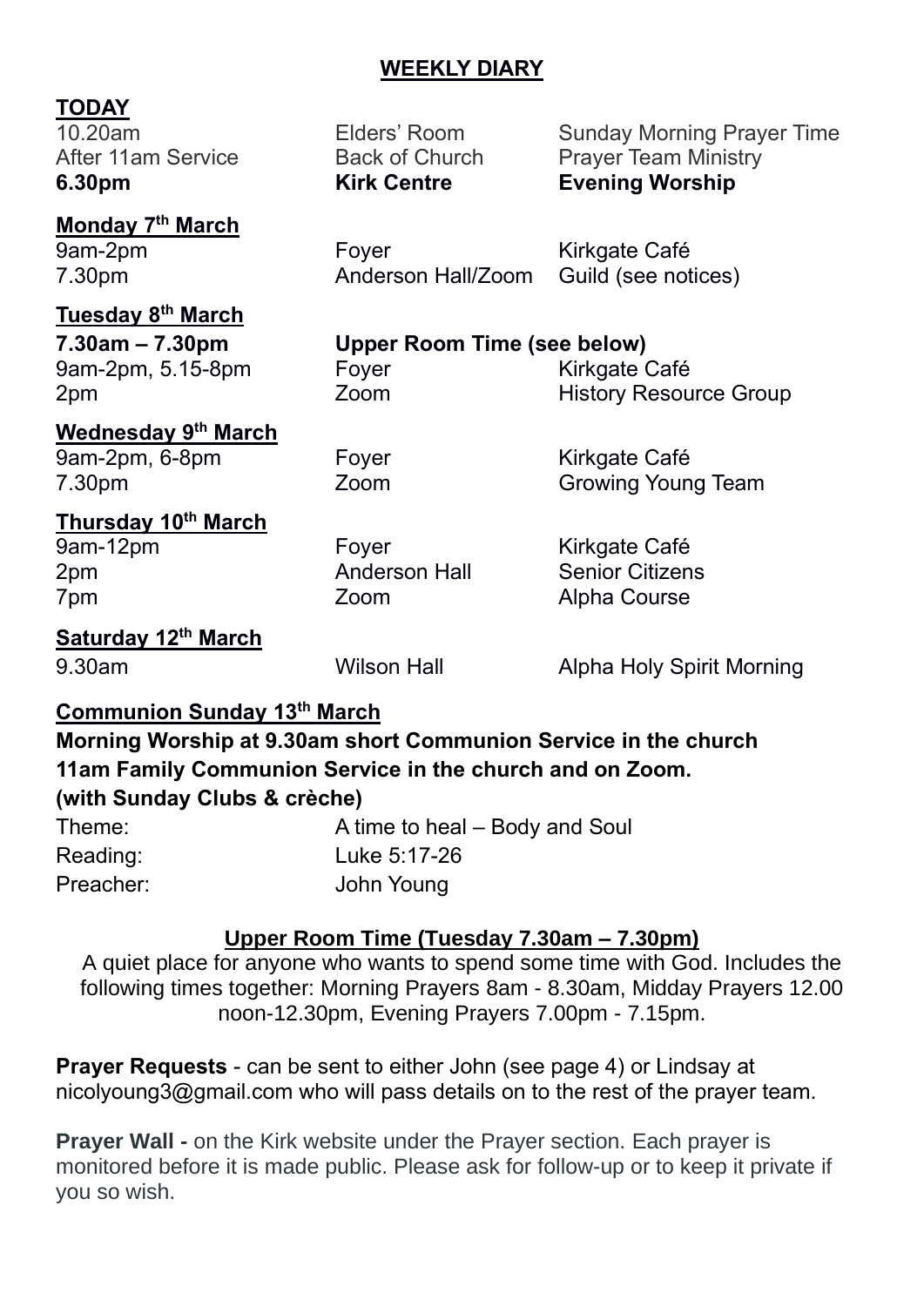## WEEKLY DIARY

**TODAY**

| | | |
|---|---|---|
| 10.20am | Elders' Room | Sunday Morning Prayer Time |
| After 11am Service | Back of Church | Prayer Team Ministry |
| **6.30pm** | **Kirk Centre** | **Evening Worship** |

**Monday 7th March**

| | | |
|---|---|---|
| 9am-2pm | Foyer | Kirkgate Café |
| 7.30pm | Anderson Hall/Zoom | Guild (see notices) |

**Tuesday 8th March**

| | | |
|---|---|---|
| **7.30am – 7.30pm** | **Upper Room Time (see below)** | |
| 9am-2pm, 5.15-8pm | Foyer | Kirkgate Café |
| 2pm | Zoom | History Resource Group |

**Wednesday 9th March**

| | | |
|---|---|---|
| 9am-2pm, 6-8pm | Foyer | Kirkgate Café |
| 7.30pm | Zoom | Growing Young Team |

**Thursday 10th March**

| | | |
|---|---|---|
| 9am-12pm | Foyer | Kirkgate Café |
| 2pm | Anderson Hall | Senior Citizens |
| 7pm | Zoom | Alpha Course |

**Saturday 12th March**

| | | |
|---|---|---|
| 9.30am | Wilson Hall | Alpha Holy Spirit Morning |

**Communion Sunday 13th March**

**Morning Worship at 9.30am short Communion Service in the church**
**11am Family Communion Service in the church and on Zoom.**
**(with Sunday Clubs & crèche)**

| | |
|---|---|
| Theme: | A time to heal – Body and Soul |
| Reading: | Luke 5:17-26 |
| Preacher: | John Young |

**Upper Room Time (Tuesday 7.30am – 7.30pm)**

A quiet place for anyone who wants to spend some time with God. Includes the following times together: Morning Prayers 8am - 8.30am, Midday Prayers 12.00 noon-12.30pm, Evening Prayers 7.00pm - 7.15pm.

**Prayer Requests** - can be sent to either John (see page 4) or Lindsay at nicolyoung3@gmail.com who will pass details on to the rest of the prayer team.

**Prayer Wall -** on the Kirk website under the Prayer section. Each prayer is monitored before it is made public. Please ask for follow-up or to keep it private if you so wish.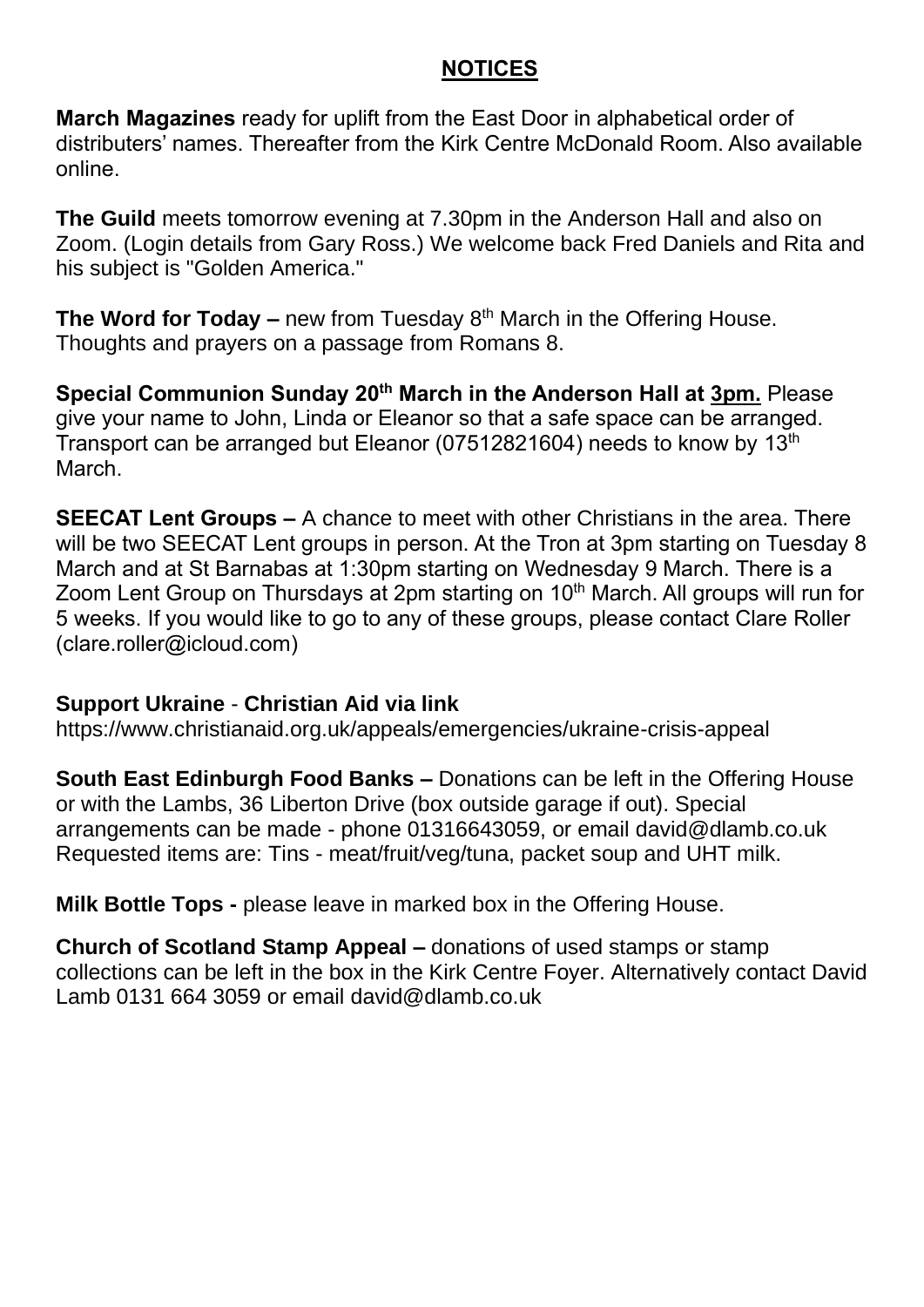## NOTICES

**March Magazines** ready for uplift from the East Door in alphabetical order of distributers' names. Thereafter from the Kirk Centre McDonald Room. Also available online.

**The Guild** meets tomorrow evening at 7.30pm in the Anderson Hall and also on Zoom. (Login details from Gary Ross.) We welcome back Fred Daniels and Rita and his subject is "Golden America."

**The Word for Today –** new from Tuesday 8th March in the Offering House. Thoughts and prayers on a passage from Romans 8.

**Special Communion Sunday 20th March in the Anderson Hall at 3pm.** Please give your name to John, Linda or Eleanor so that a safe space can be arranged. Transport can be arranged but Eleanor (07512821604) needs to know by 13th March.

**SEECAT Lent Groups –** A chance to meet with other Christians in the area. There will be two SEECAT Lent groups in person. At the Tron at 3pm starting on Tuesday 8 March and at St Barnabas at 1:30pm starting on Wednesday 9 March. There is a Zoom Lent Group on Thursdays at 2pm starting on 10th March. All groups will run for 5 weeks. If you would like to go to any of these groups, please contact Clare Roller (clare.roller@icloud.com)

**Support Ukraine** - **Christian Aid via link**
https://www.christianaid.org.uk/appeals/emergencies/ukraine-crisis-appeal

**South East Edinburgh Food Banks –** Donations can be left in the Offering House or with the Lambs, 36 Liberton Drive (box outside garage if out). Special arrangements can be made - phone 01316643059, or email david@dlamb.co.uk Requested items are: Tins - meat/fruit/veg/tuna, packet soup and UHT milk.

**Milk Bottle Tops -** please leave in marked box in the Offering House.

**Church of Scotland Stamp Appeal –** donations of used stamps or stamp collections can be left in the box in the Kirk Centre Foyer. Alternatively contact David Lamb 0131 664 3059 or email david@dlamb.co.uk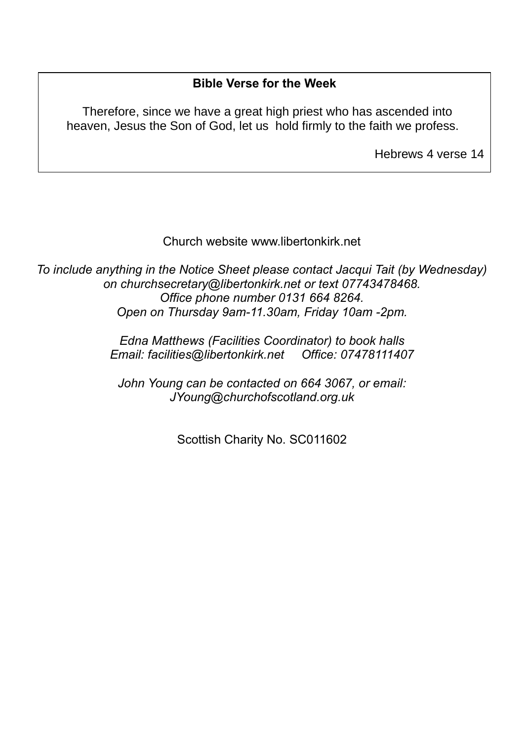**Bible Verse for the Week**

Therefore, since we have a great high priest who has ascended into heaven, Jesus the Son of God, let us hold firmly to the faith we profess.

Hebrews 4 verse 14

Church website www.libertonkirk.net

*To include anything in the Notice Sheet please contact Jacqui Tait (by Wednesday) on churchsecretary@libertonkirk.net or text 07743478468.*
*Office phone number 0131 664 8264.*
*Open on Thursday 9am-11.30am, Friday 10am -2pm.*

*Edna Matthews (Facilities Coordinator) to book halls*
*Email: facilities@libertonkirk.net Office: 07478111407*

*John Young can be contacted on 664 3067, or email: JYoung@churchofscotland.org.uk*

Scottish Charity No. SC011602